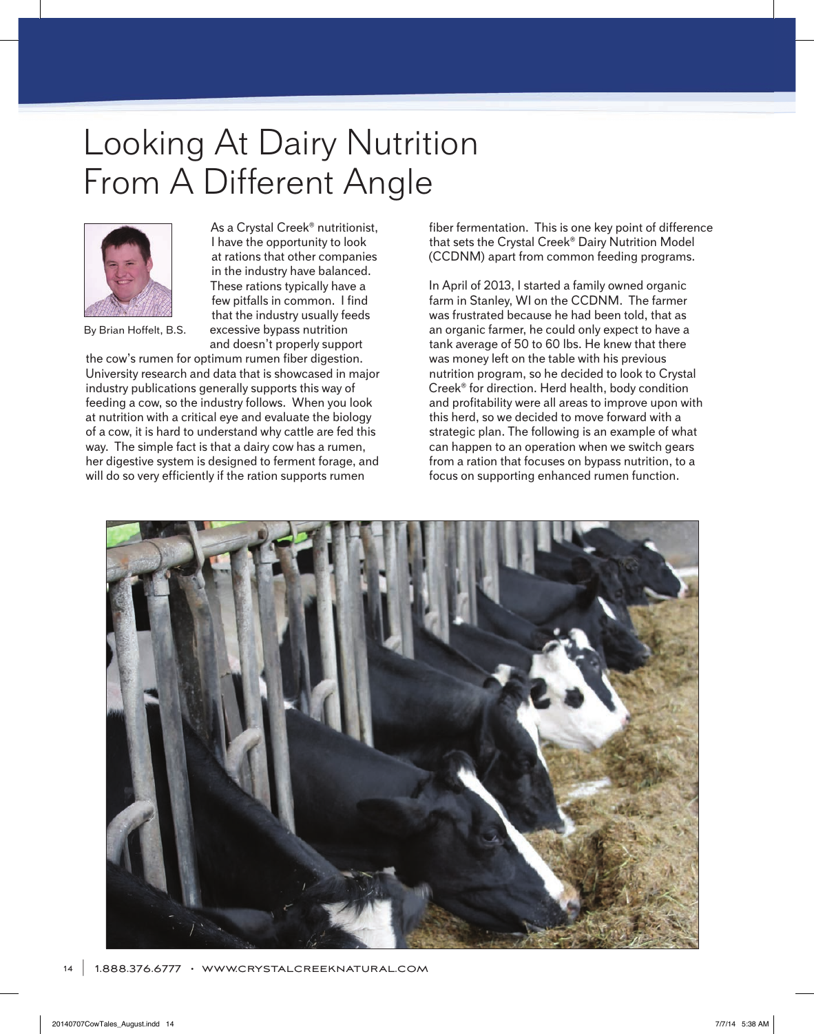# Looking At Dairy Nutrition From A Different Angle

By Brian Hoffelt, B.S.

As a Crystal Creek® nutritionist, I have the opportunity to look at rations that other companies in the industry have balanced. These rations typically have a few pitfalls in common. I find that the industry usually feeds excessive bypass nutrition and doesn't properly support the cow's rumen for optimum rumen fiber digestion. University research and data that is showcased in major industry publications generally supports this way of feeding a cow, so the industry follows. When you look at nutrition with a critical eye and evaluate the biology of a cow, it is hard to understand why cattle are fed this way. The simple fact is that a dairy cow has a rumen, her digestive system is designed to ferment forage, and will do so very efficiently if the ration supports rumen fiber fermentation. This is one key point of difference that sets the Crystal Creek® Dairy Nutrition Model (CCDNM) apart from common feeding programs.

In April of 2013, I started a family owned organic farm in Stanley, WI on the CCDNM. The farmer was frustrated because he had been told, that as an organic farmer, he could only expect to have a tank average of 50 to 60 lbs. He knew that there was money left on the table with his previous nutrition program, so he decided to look to Crystal Creek® for direction. Herd health, body condition and profitability were all areas to improve upon with this herd, so we decided to move forward with a strategic plan. The following is an example of what can happen to an operation when we switch gears from a ration that focuses on bypass nutrition, to a focus on supporting enhanced rumen function.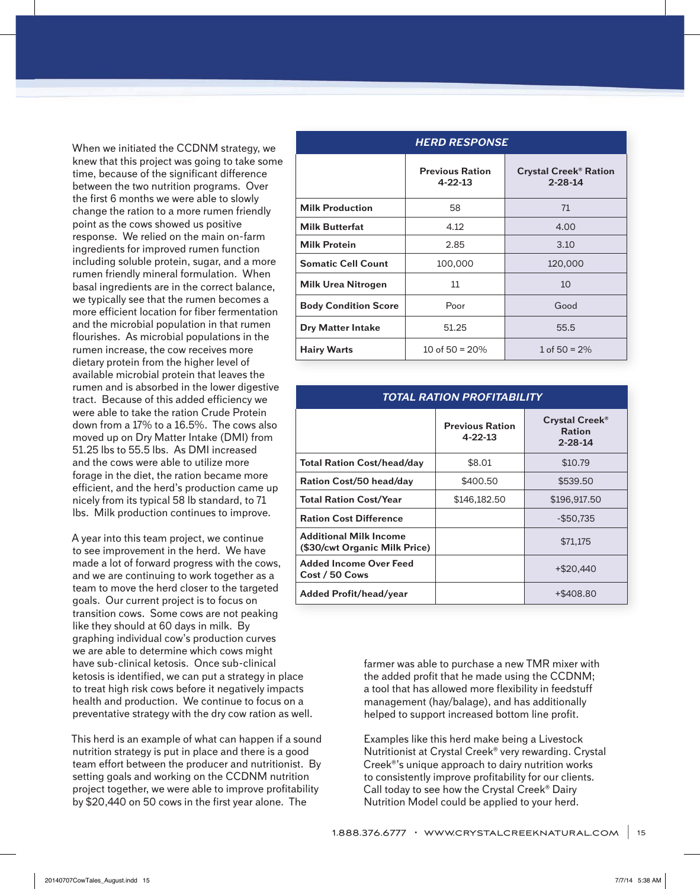When we initiated the CCDNM strategy, we knew that this project was going to take some time, because of the significant difference between the two nutrition programs. Over the first 6 months we were able to slowly change the ration to a more rumen friendly point as the cows showed us positive response. We relied on the main on-farm ingredients for improved rumen function including soluble protein, sugar, and a more rumen friendly mineral formulation. When basal ingredients are in the correct balance, we typically see that the rumen becomes a more efficient location for fiber fermentation and the microbial population in that rumen flourishes. As microbial populations in the rumen increase, the cow receives more dietary protein from the higher level of available microbial protein that leaves the rumen and is absorbed in the lower digestive tract. Because of this added efficiency we were able to take the ration Crude Protein down from a 17% to a 16.5%. The cows also moved up on Dry Matter Intake (DMI) from 51.25 lbs to 55.5 lbs. As DMI increased and the cows were able to utilize more forage in the diet, the ration became more efficient, and the herd's production came up nicely from its typical 58 lb standard, to 71 lbs. Milk production continues to improve.

A year into this team project, we continue to see improvement in the herd. We have made a lot of forward progress with the cows, and we are continuing to work together as a team to move the herd closer to the targeted goals. Our current project is to focus on transition cows. Some cows are not peaking like they should at 60 days in milk. By graphing individual cow's production curves we are able to determine which cows might have sub-clinical ketosis. Once sub-clinical ketosis is identified, we can put a strategy in place to treat high risk cows before it negatively impacts health and production. We continue to focus on a preventative strategy with the dry cow ration as well.

| HERD RESPONSE | | |
|---|---|---|
| | **Previous Ration 4-22-13** | **Crystal Creek® Ration 2-28-14** |
| **Milk Production** | 58 | 71 |
| **Milk Butterfat** | 4.12 | 4.00 |
| **Milk Protein** | 2.85 | 3.10 |
| **Somatic Cell Count** | 100,000 | 120,000 |
| **Milk Urea Nitrogen** | 11 | 10 |
| **Body Condition Score** | Poor | Good |
| **Dry Matter Intake** | 51.25 | 55.5 |
| **Hairy Warts** | 10 of 50 = 20% | 1 of 50 = 2% |

| TOTAL RATION PROFITABILITY | | |
|---|---|---|
| | **Previous Ration 4-22-13** | **Crystal Creek® Ration 2-28-14** |
| **Total Ration Cost/head/day** | $8.01 | $10.79 |
| **Ration Cost/50 head/day** | $400.50 | $539.50 |
| **Total Ration Cost/Year** | $146,182.50 | $196,917.50 |
| **Ration Cost Difference** | | -$50,735 |
| **Additional Milk Income ($30/cwt Organic Milk Price)** | | $71,175 |
| **Added Income Over Feed Cost / 50 Cows** | | +$20,440 |
| **Added Profit/head/year** | | +$408.80 |

This herd is an example of what can happen if a sound nutrition strategy is put in place and there is a good team effort between the producer and nutritionist. By setting goals and working on the CCDNM nutrition project together, we were able to improve profitability by $20,440 on 50 cows in the first year alone. The farmer was able to purchase a new TMR mixer with the added profit that he made using the CCDNM; a tool that has allowed more flexibility in feedstuff management (hay/balage), and has additionally helped to support increased bottom line profit.

Examples like this herd make being a Livestock Nutritionist at Crystal Creek® very rewarding. Crystal Creek®'s unique approach to dairy nutrition works to consistently improve profitability for our clients. Call today to see how the Crystal Creek® Dairy Nutrition Model could be applied to your herd.

1.888.376.6777 • WWW.CRYSTALCREEKNATURAL.COM